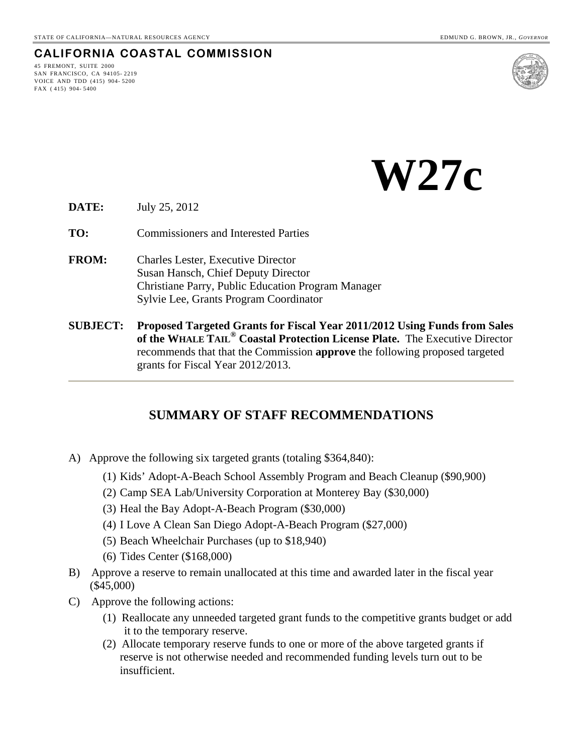STATE OF CALIFORNIA—NATURAL RESOURCES AGENCY — EDMUND G. BROWN, JR., *GOVERNOR*

**CALIFORNIA COASTAL COMMISSION**

45 FREMONT, SUITE 2000
SAN FRANCISCO, CA 94105- 2219
VOICE AND TDD (415) 904- 5200
FAX ( 415) 904- 5400

# W27c

**DATE:** July 25, 2012

**TO:** Commissioners and Interested Parties

**FROM:** Charles Lester, Executive Director
Susan Hansch, Chief Deputy Director
Christiane Parry, Public Education Program Manager
Sylvie Lee, Grants Program Coordinator

**SUBJECT:** **Proposed Targeted Grants for Fiscal Year 2011/2012 Using Funds from Sales of the WHALE TAIL® Coastal Protection License Plate.** The Executive Director recommends that that the Commission **approve** the following proposed targeted grants for Fiscal Year 2012/2013.

---

## SUMMARY OF STAFF RECOMMENDATIONS

A) Approve the following six targeted grants (totaling $364,840):

   (1) Kids' Adopt-A-Beach School Assembly Program and Beach Cleanup ($90,900)
   (2) Camp SEA Lab/University Corporation at Monterey Bay ($30,000)
   (3) Heal the Bay Adopt-A-Beach Program ($30,000)
   (4) I Love A Clean San Diego Adopt-A-Beach Program ($27,000)
   (5) Beach Wheelchair Purchases (up to $18,940)
   (6) Tides Center ($168,000)

B) Approve a reserve to remain unallocated at this time and awarded later in the fiscal year ($45,000)

C) Approve the following actions:

   (1) Reallocate any unneeded targeted grant funds to the competitive grants budget or add it to the temporary reserve.
   (2) Allocate temporary reserve funds to one or more of the above targeted grants if reserve is not otherwise needed and recommended funding levels turn out to be insufficient.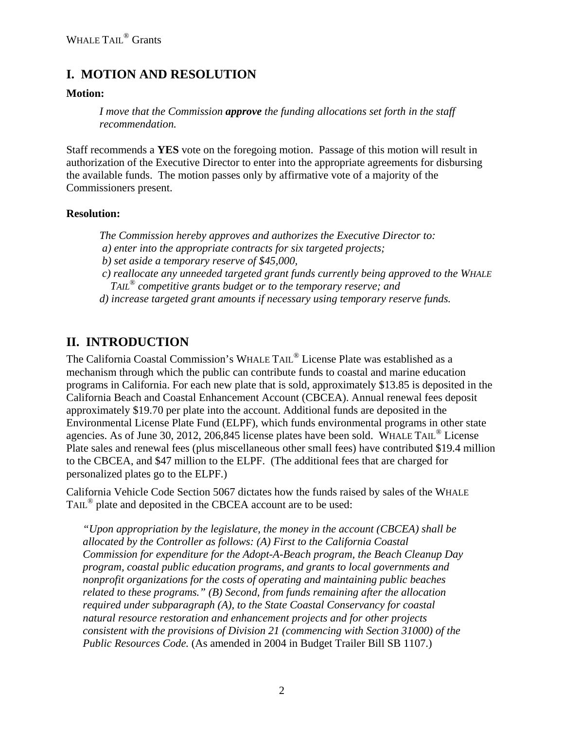## I. MOTION AND RESOLUTION

**Motion:**

> *I move that the Commission **approve** the funding allocations set forth in the staff recommendation.*

Staff recommends a **YES** vote on the foregoing motion. Passage of this motion will result in authorization of the Executive Director to enter into the appropriate agreements for disbursing the available funds. The motion passes only by affirmative vote of a majority of the Commissioners present.

**Resolution:**

> *The Commission hereby approves and authorizes the Executive Director to:*
> *a) enter into the appropriate contracts for six targeted projects;*
> *b) set aside a temporary reserve of $45,000,*
> *c) reallocate any unneeded targeted grant funds currently being approved to the WHALE TAIL® competitive grants budget or to the temporary reserve; and*
> *d) increase targeted grant amounts if necessary using temporary reserve funds.*

## II. INTRODUCTION

The California Coastal Commission's WHALE TAIL® License Plate was established as a mechanism through which the public can contribute funds to coastal and marine education programs in California. For each new plate that is sold, approximately $13.85 is deposited in the California Beach and Coastal Enhancement Account (CBCEA). Annual renewal fees deposit approximately $19.70 per plate into the account. Additional funds are deposited in the Environmental License Plate Fund (ELPF), which funds environmental programs in other state agencies. As of June 30, 2012, 206,845 license plates have been sold. WHALE TAIL® License Plate sales and renewal fees (plus miscellaneous other small fees) have contributed $19.4 million to the CBCEA, and $47 million to the ELPF. (The additional fees that are charged for personalized plates go to the ELPF.)

California Vehicle Code Section 5067 dictates how the funds raised by sales of the WHALE TAIL® plate and deposited in the CBCEA account are to be used:

> *"Upon appropriation by the legislature, the money in the account (CBCEA) shall be allocated by the Controller as follows: (A) First to the California Coastal Commission for expenditure for the Adopt-A-Beach program, the Beach Cleanup Day program, coastal public education programs, and grants to local governments and nonprofit organizations for the costs of operating and maintaining public beaches related to these programs." (B) Second, from funds remaining after the allocation required under subparagraph (A), to the State Coastal Conservancy for coastal natural resource restoration and enhancement projects and for other projects consistent with the provisions of Division 21 (commencing with Section 31000) of the Public Resources Code.* (As amended in 2004 in Budget Trailer Bill SB 1107.)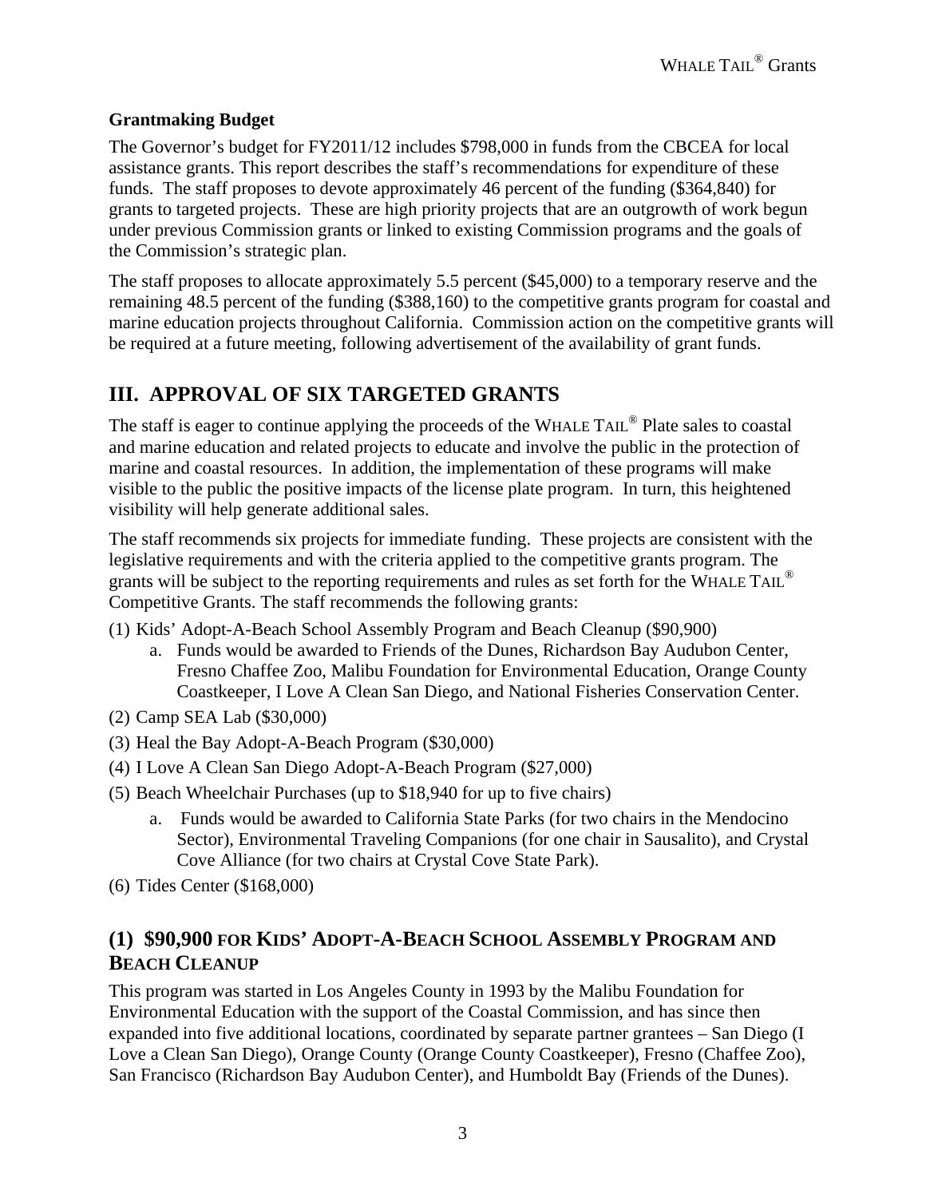**Grantmaking Budget**

The Governor's budget for FY2011/12 includes $798,000 in funds from the CBCEA for local assistance grants. This report describes the staff's recommendations for expenditure of these funds. The staff proposes to devote approximately 46 percent of the funding ($364,840) for grants to targeted projects. These are high priority projects that are an outgrowth of work begun under previous Commission grants or linked to existing Commission programs and the goals of the Commission's strategic plan.

The staff proposes to allocate approximately 5.5 percent ($45,000) to a temporary reserve and the remaining 48.5 percent of the funding ($388,160) to the competitive grants program for coastal and marine education projects throughout California. Commission action on the competitive grants will be required at a future meeting, following advertisement of the availability of grant funds.

## III. APPROVAL OF SIX TARGETED GRANTS

The staff is eager to continue applying the proceeds of the WHALE TAIL® Plate sales to coastal and marine education and related projects to educate and involve the public in the protection of marine and coastal resources. In addition, the implementation of these programs will make visible to the public the positive impacts of the license plate program. In turn, this heightened visibility will help generate additional sales.

The staff recommends six projects for immediate funding. These projects are consistent with the legislative requirements and with the criteria applied to the competitive grants program. The grants will be subject to the reporting requirements and rules as set forth for the WHALE TAIL® Competitive Grants. The staff recommends the following grants:

(1) Kids' Adopt-A-Beach School Assembly Program and Beach Cleanup ($90,900)
   a. Funds would be awarded to Friends of the Dunes, Richardson Bay Audubon Center, Fresno Chaffee Zoo, Malibu Foundation for Environmental Education, Orange County Coastkeeper, I Love A Clean San Diego, and National Fisheries Conservation Center.

(2) Camp SEA Lab ($30,000)

(3) Heal the Bay Adopt-A-Beach Program ($30,000)

(4) I Love A Clean San Diego Adopt-A-Beach Program ($27,000)

(5) Beach Wheelchair Purchases (up to $18,940 for up to five chairs)
   a. Funds would be awarded to California State Parks (for two chairs in the Mendocino Sector), Environmental Traveling Companions (for one chair in Sausalito), and Crystal Cove Alliance (for two chairs at Crystal Cove State Park).

(6) Tides Center ($168,000)

### (1) $90,900 FOR KIDS' ADOPT-A-BEACH SCHOOL ASSEMBLY PROGRAM AND BEACH CLEANUP

This program was started in Los Angeles County in 1993 by the Malibu Foundation for Environmental Education with the support of the Coastal Commission, and has since then expanded into five additional locations, coordinated by separate partner grantees – San Diego (I Love a Clean San Diego), Orange County (Orange County Coastkeeper), Fresno (Chaffee Zoo), San Francisco (Richardson Bay Audubon Center), and Humboldt Bay (Friends of the Dunes).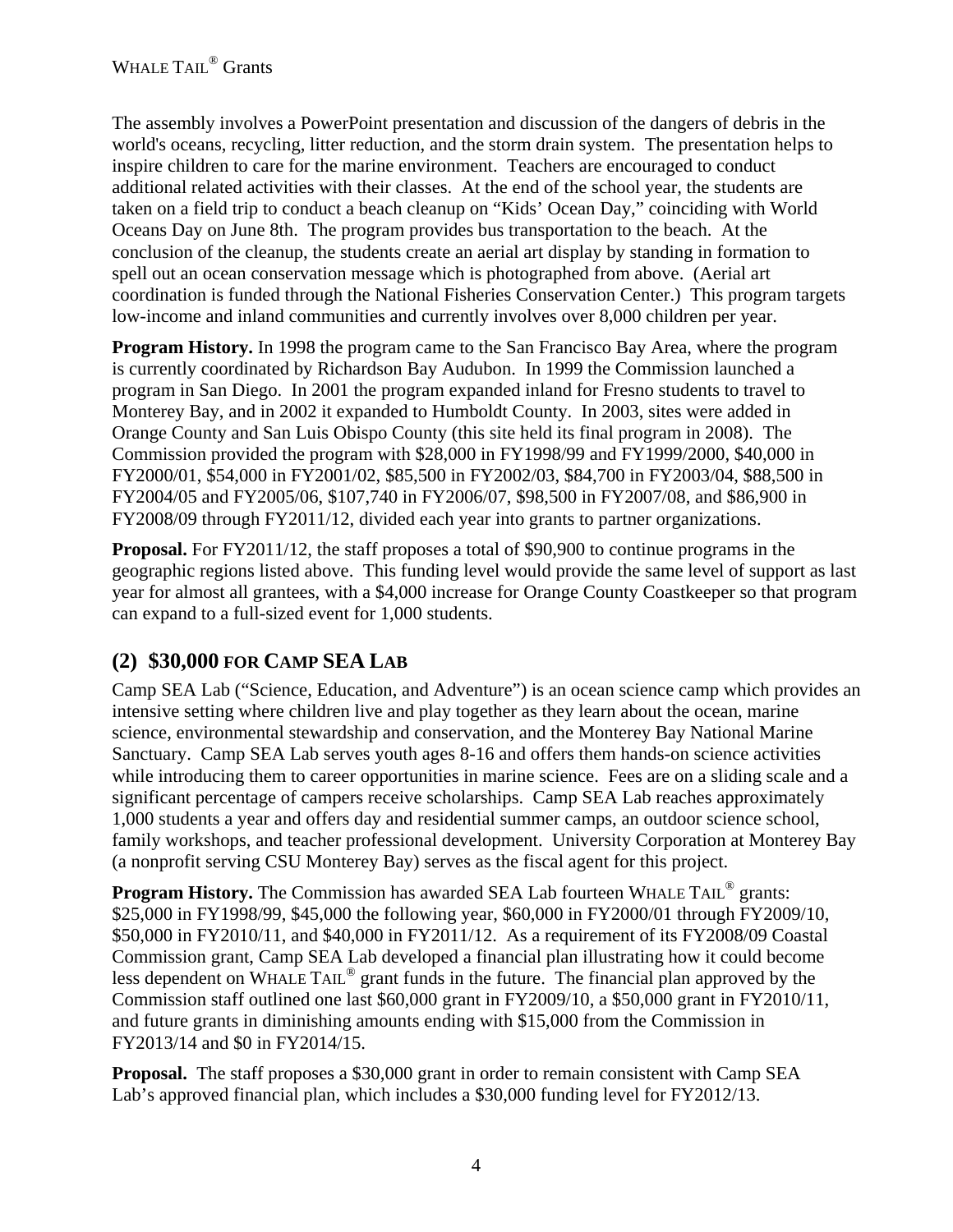The assembly involves a PowerPoint presentation and discussion of the dangers of debris in the world's oceans, recycling, litter reduction, and the storm drain system. The presentation helps to inspire children to care for the marine environment. Teachers are encouraged to conduct additional related activities with their classes. At the end of the school year, the students are taken on a field trip to conduct a beach cleanup on "Kids' Ocean Day," coinciding with World Oceans Day on June 8th. The program provides bus transportation to the beach. At the conclusion of the cleanup, the students create an aerial art display by standing in formation to spell out an ocean conservation message which is photographed from above. (Aerial art coordination is funded through the National Fisheries Conservation Center.) This program targets low-income and inland communities and currently involves over 8,000 children per year.

**Program History.** In 1998 the program came to the San Francisco Bay Area, where the program is currently coordinated by Richardson Bay Audubon. In 1999 the Commission launched a program in San Diego. In 2001 the program expanded inland for Fresno students to travel to Monterey Bay, and in 2002 it expanded to Humboldt County. In 2003, sites were added in Orange County and San Luis Obispo County (this site held its final program in 2008). The Commission provided the program with $28,000 in FY1998/99 and FY1999/2000, $40,000 in FY2000/01, $54,000 in FY2001/02, $85,500 in FY2002/03, $84,700 in FY2003/04, $88,500 in FY2004/05 and FY2005/06, $107,740 in FY2006/07, $98,500 in FY2007/08, and $86,900 in FY2008/09 through FY2011/12, divided each year into grants to partner organizations.

**Proposal.** For FY2011/12, the staff proposes a total of $90,900 to continue programs in the geographic regions listed above. This funding level would provide the same level of support as last year for almost all grantees, with a $4,000 increase for Orange County Coastkeeper so that program can expand to a full-sized event for 1,000 students.

## (2) $30,000 FOR CAMP SEA LAB

Camp SEA Lab ("Science, Education, and Adventure") is an ocean science camp which provides an intensive setting where children live and play together as they learn about the ocean, marine science, environmental stewardship and conservation, and the Monterey Bay National Marine Sanctuary. Camp SEA Lab serves youth ages 8-16 and offers them hands-on science activities while introducing them to career opportunities in marine science. Fees are on a sliding scale and a significant percentage of campers receive scholarships. Camp SEA Lab reaches approximately 1,000 students a year and offers day and residential summer camps, an outdoor science school, family workshops, and teacher professional development. University Corporation at Monterey Bay (a nonprofit serving CSU Monterey Bay) serves as the fiscal agent for this project.

**Program History.** The Commission has awarded SEA Lab fourteen WHALE TAIL® grants: $25,000 in FY1998/99, $45,000 the following year, $60,000 in FY2000/01 through FY2009/10, $50,000 in FY2010/11, and $40,000 in FY2011/12. As a requirement of its FY2008/09 Coastal Commission grant, Camp SEA Lab developed a financial plan illustrating how it could become less dependent on WHALE TAIL® grant funds in the future. The financial plan approved by the Commission staff outlined one last $60,000 grant in FY2009/10, a $50,000 grant in FY2010/11, and future grants in diminishing amounts ending with $15,000 from the Commission in FY2013/14 and $0 in FY2014/15.

**Proposal.** The staff proposes a $30,000 grant in order to remain consistent with Camp SEA Lab's approved financial plan, which includes a $30,000 funding level for FY2012/13.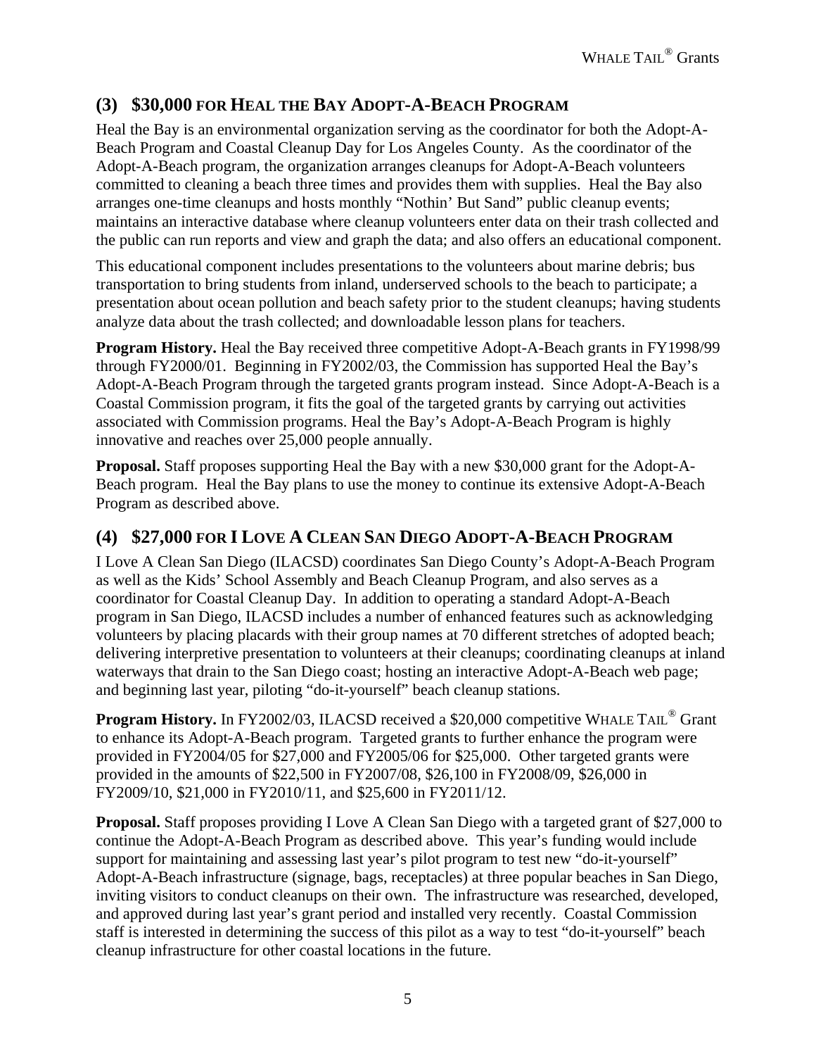## (3) $30,000 FOR HEAL THE BAY ADOPT-A-BEACH PROGRAM

Heal the Bay is an environmental organization serving as the coordinator for both the Adopt-A-Beach Program and Coastal Cleanup Day for Los Angeles County. As the coordinator of the Adopt-A-Beach program, the organization arranges cleanups for Adopt-A-Beach volunteers committed to cleaning a beach three times and provides them with supplies. Heal the Bay also arranges one-time cleanups and hosts monthly "Nothin' But Sand" public cleanup events; maintains an interactive database where cleanup volunteers enter data on their trash collected and the public can run reports and view and graph the data; and also offers an educational component.

This educational component includes presentations to the volunteers about marine debris; bus transportation to bring students from inland, underserved schools to the beach to participate; a presentation about ocean pollution and beach safety prior to the student cleanups; having students analyze data about the trash collected; and downloadable lesson plans for teachers.

**Program History.** Heal the Bay received three competitive Adopt-A-Beach grants in FY1998/99 through FY2000/01. Beginning in FY2002/03, the Commission has supported Heal the Bay's Adopt-A-Beach Program through the targeted grants program instead. Since Adopt-A-Beach is a Coastal Commission program, it fits the goal of the targeted grants by carrying out activities associated with Commission programs. Heal the Bay's Adopt-A-Beach Program is highly innovative and reaches over 25,000 people annually.

**Proposal.** Staff proposes supporting Heal the Bay with a new $30,000 grant for the Adopt-A-Beach program. Heal the Bay plans to use the money to continue its extensive Adopt-A-Beach Program as described above.

## (4) $27,000 FOR I LOVE A CLEAN SAN DIEGO ADOPT-A-BEACH PROGRAM

I Love A Clean San Diego (ILACSD) coordinates San Diego County's Adopt-A-Beach Program as well as the Kids' School Assembly and Beach Cleanup Program, and also serves as a coordinator for Coastal Cleanup Day. In addition to operating a standard Adopt-A-Beach program in San Diego, ILACSD includes a number of enhanced features such as acknowledging volunteers by placing placards with their group names at 70 different stretches of adopted beach; delivering interpretive presentation to volunteers at their cleanups; coordinating cleanups at inland waterways that drain to the San Diego coast; hosting an interactive Adopt-A-Beach web page; and beginning last year, piloting "do-it-yourself" beach cleanup stations.

**Program History.** In FY2002/03, ILACSD received a $20,000 competitive WHALE TAIL® Grant to enhance its Adopt-A-Beach program. Targeted grants to further enhance the program were provided in FY2004/05 for $27,000 and FY2005/06 for $25,000. Other targeted grants were provided in the amounts of $22,500 in FY2007/08, $26,100 in FY2008/09, $26,000 in FY2009/10, $21,000 in FY2010/11, and $25,600 in FY2011/12.

**Proposal.** Staff proposes providing I Love A Clean San Diego with a targeted grant of $27,000 to continue the Adopt-A-Beach Program as described above. This year's funding would include support for maintaining and assessing last year's pilot program to test new "do-it-yourself" Adopt-A-Beach infrastructure (signage, bags, receptacles) at three popular beaches in San Diego, inviting visitors to conduct cleanups on their own. The infrastructure was researched, developed, and approved during last year's grant period and installed very recently. Coastal Commission staff is interested in determining the success of this pilot as a way to test "do-it-yourself" beach cleanup infrastructure for other coastal locations in the future.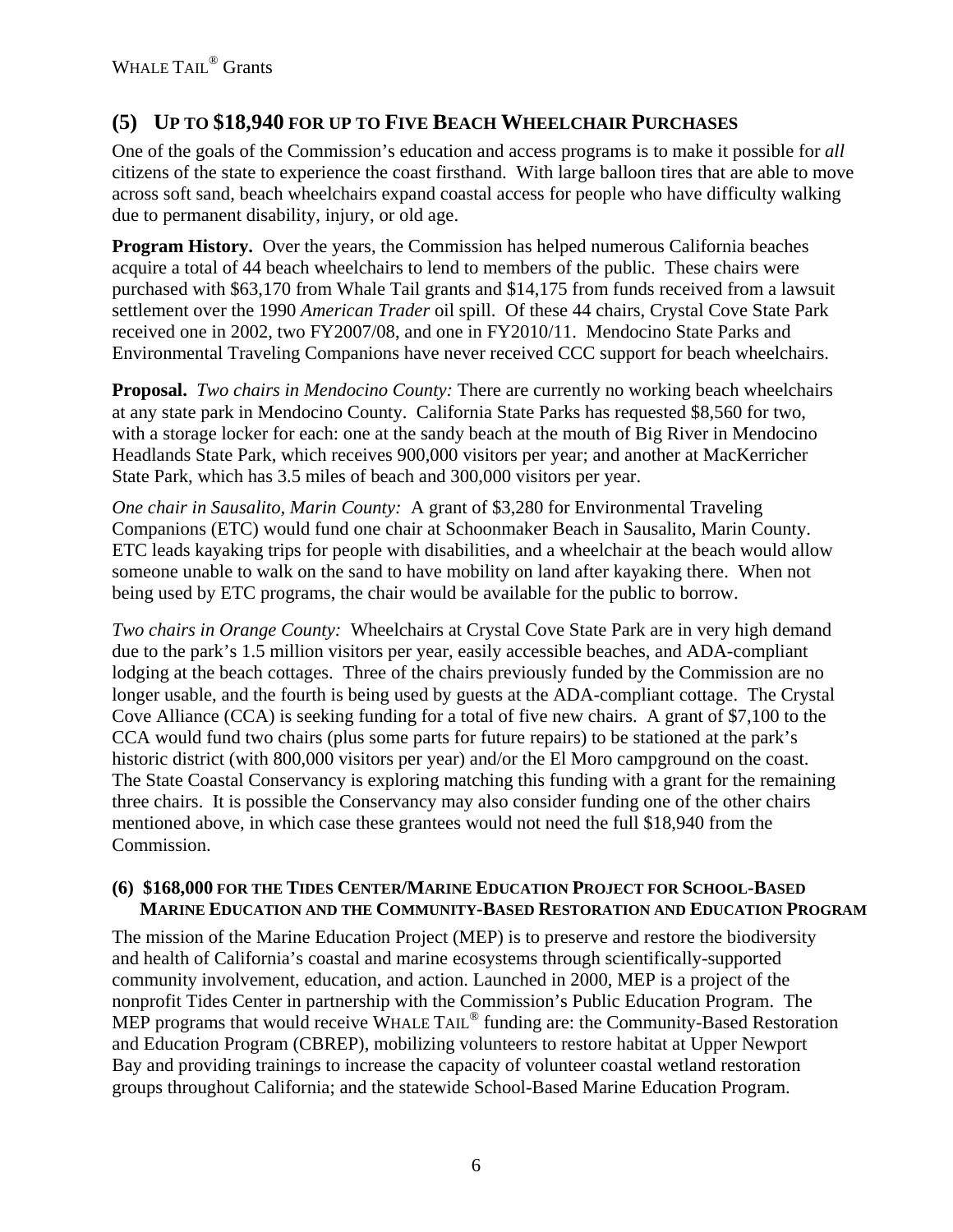## (5) UP TO $18,940 FOR UP TO FIVE BEACH WHEELCHAIR PURCHASES

One of the goals of the Commission's education and access programs is to make it possible for *all* citizens of the state to experience the coast firsthand. With large balloon tires that are able to move across soft sand, beach wheelchairs expand coastal access for people who have difficulty walking due to permanent disability, injury, or old age.

**Program History.** Over the years, the Commission has helped numerous California beaches acquire a total of 44 beach wheelchairs to lend to members of the public. These chairs were purchased with $63,170 from Whale Tail grants and $14,175 from funds received from a lawsuit settlement over the 1990 *American Trader* oil spill. Of these 44 chairs, Crystal Cove State Park received one in 2002, two FY2007/08, and one in FY2010/11. Mendocino State Parks and Environmental Traveling Companions have never received CCC support for beach wheelchairs.

**Proposal.** *Two chairs in Mendocino County:* There are currently no working beach wheelchairs at any state park in Mendocino County. California State Parks has requested $8,560 for two, with a storage locker for each: one at the sandy beach at the mouth of Big River in Mendocino Headlands State Park, which receives 900,000 visitors per year; and another at MacKerricher State Park, which has 3.5 miles of beach and 300,000 visitors per year.

*One chair in Sausalito, Marin County:* A grant of $3,280 for Environmental Traveling Companions (ETC) would fund one chair at Schoonmaker Beach in Sausalito, Marin County. ETC leads kayaking trips for people with disabilities, and a wheelchair at the beach would allow someone unable to walk on the sand to have mobility on land after kayaking there. When not being used by ETC programs, the chair would be available for the public to borrow.

*Two chairs in Orange County:* Wheelchairs at Crystal Cove State Park are in very high demand due to the park's 1.5 million visitors per year, easily accessible beaches, and ADA-compliant lodging at the beach cottages. Three of the chairs previously funded by the Commission are no longer usable, and the fourth is being used by guests at the ADA-compliant cottage. The Crystal Cove Alliance (CCA) is seeking funding for a total of five new chairs. A grant of $7,100 to the CCA would fund two chairs (plus some parts for future repairs) to be stationed at the park's historic district (with 800,000 visitors per year) and/or the El Moro campground on the coast. The State Coastal Conservancy is exploring matching this funding with a grant for the remaining three chairs. It is possible the Conservancy may also consider funding one of the other chairs mentioned above, in which case these grantees would not need the full $18,940 from the Commission.

### (6) $168,000 FOR THE TIDES CENTER/MARINE EDUCATION PROJECT FOR SCHOOL-BASED MARINE EDUCATION AND THE COMMUNITY-BASED RESTORATION AND EDUCATION PROGRAM

The mission of the Marine Education Project (MEP) is to preserve and restore the biodiversity and health of California's coastal and marine ecosystems through scientifically-supported community involvement, education, and action. Launched in 2000, MEP is a project of the nonprofit Tides Center in partnership with the Commission's Public Education Program. The MEP programs that would receive WHALE TAIL® funding are: the Community-Based Restoration and Education Program (CBREP), mobilizing volunteers to restore habitat at Upper Newport Bay and providing trainings to increase the capacity of volunteer coastal wetland restoration groups throughout California; and the statewide School-Based Marine Education Program.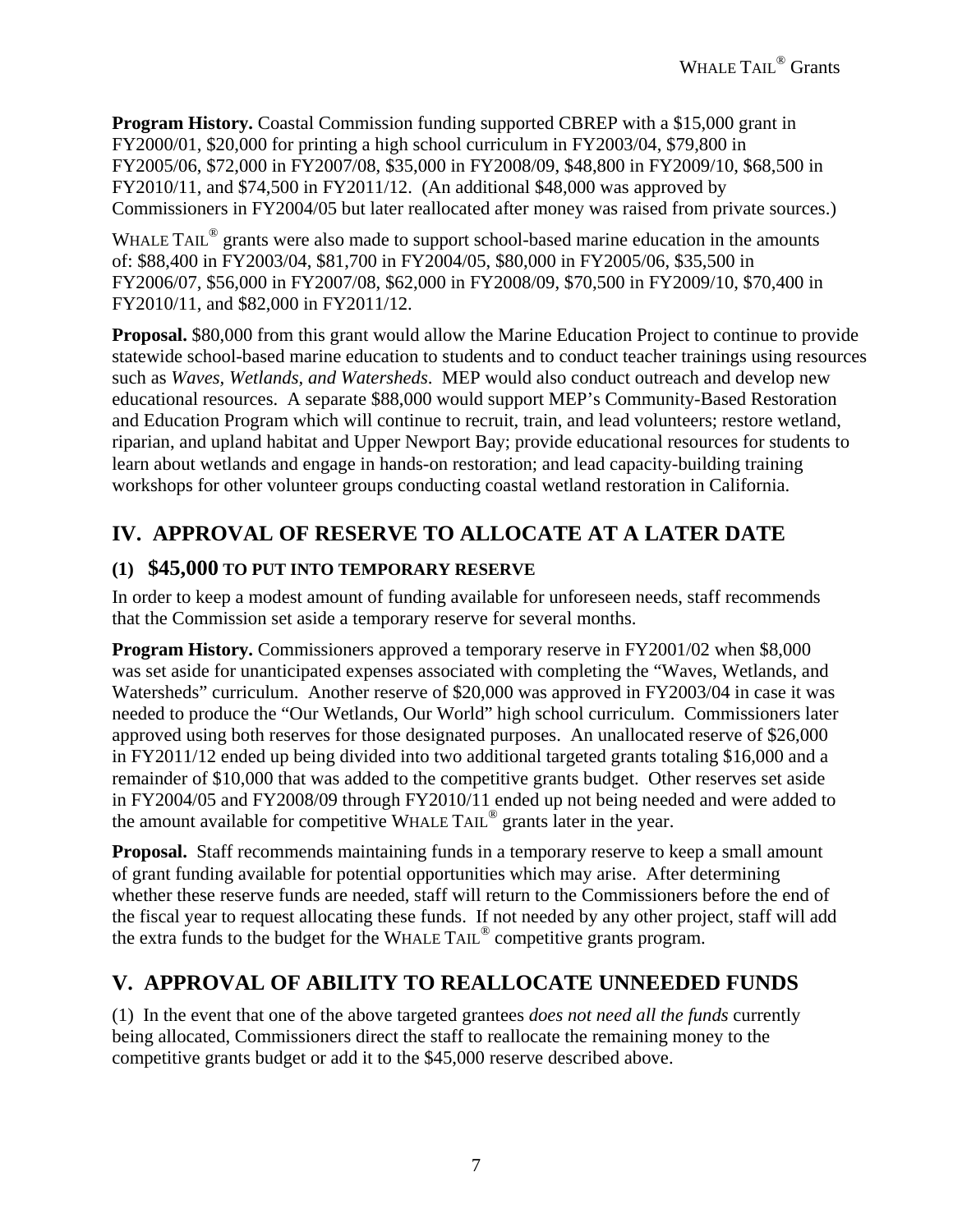**Program History.** Coastal Commission funding supported CBREP with a $15,000 grant in FY2000/01, $20,000 for printing a high school curriculum in FY2003/04, $79,800 in FY2005/06, $72,000 in FY2007/08, $35,000 in FY2008/09, $48,800 in FY2009/10, $68,500 in FY2010/11, and $74,500 in FY2011/12. (An additional $48,000 was approved by Commissioners in FY2004/05 but later reallocated after money was raised from private sources.)

WHALE TAIL® grants were also made to support school-based marine education in the amounts of: $88,400 in FY2003/04, $81,700 in FY2004/05, $80,000 in FY2005/06, $35,500 in FY2006/07, $56,000 in FY2007/08, $62,000 in FY2008/09, $70,500 in FY2009/10, $70,400 in FY2010/11, and $82,000 in FY2011/12.

**Proposal.** $80,000 from this grant would allow the Marine Education Project to continue to provide statewide school-based marine education to students and to conduct teacher trainings using resources such as *Waves, Wetlands, and Watersheds*. MEP would also conduct outreach and develop new educational resources. A separate $88,000 would support MEP's Community-Based Restoration and Education Program which will continue to recruit, train, and lead volunteers; restore wetland, riparian, and upland habitat and Upper Newport Bay; provide educational resources for students to learn about wetlands and engage in hands-on restoration; and lead capacity-building training workshops for other volunteer groups conducting coastal wetland restoration in California.

## IV. APPROVAL OF RESERVE TO ALLOCATE AT A LATER DATE

### (1) $45,000 TO PUT INTO TEMPORARY RESERVE

In order to keep a modest amount of funding available for unforeseen needs, staff recommends that the Commission set aside a temporary reserve for several months.

**Program History.** Commissioners approved a temporary reserve in FY2001/02 when $8,000 was set aside for unanticipated expenses associated with completing the "Waves, Wetlands, and Watersheds" curriculum. Another reserve of $20,000 was approved in FY2003/04 in case it was needed to produce the "Our Wetlands, Our World" high school curriculum. Commissioners later approved using both reserves for those designated purposes. An unallocated reserve of $26,000 in FY2011/12 ended up being divided into two additional targeted grants totaling $16,000 and a remainder of $10,000 that was added to the competitive grants budget. Other reserves set aside in FY2004/05 and FY2008/09 through FY2010/11 ended up not being needed and were added to the amount available for competitive WHALE TAIL® grants later in the year.

**Proposal.** Staff recommends maintaining funds in a temporary reserve to keep a small amount of grant funding available for potential opportunities which may arise. After determining whether these reserve funds are needed, staff will return to the Commissioners before the end of the fiscal year to request allocating these funds. If not needed by any other project, staff will add the extra funds to the budget for the WHALE TAIL® competitive grants program.

## V. APPROVAL OF ABILITY TO REALLOCATE UNNEEDED FUNDS

(1) In the event that one of the above targeted grantees *does not need all the funds* currently being allocated, Commissioners direct the staff to reallocate the remaining money to the competitive grants budget or add it to the $45,000 reserve described above.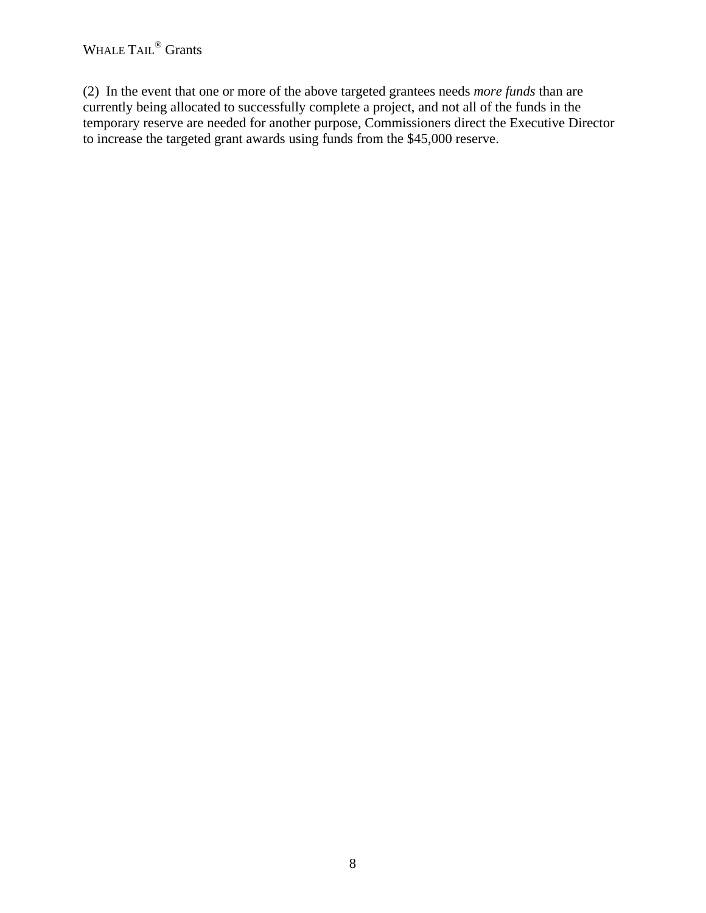(2) In the event that one or more of the above targeted grantees needs *more funds* than are currently being allocated to successfully complete a project, and not all of the funds in the temporary reserve are needed for another purpose, Commissioners direct the Executive Director to increase the targeted grant awards using funds from the $45,000 reserve.